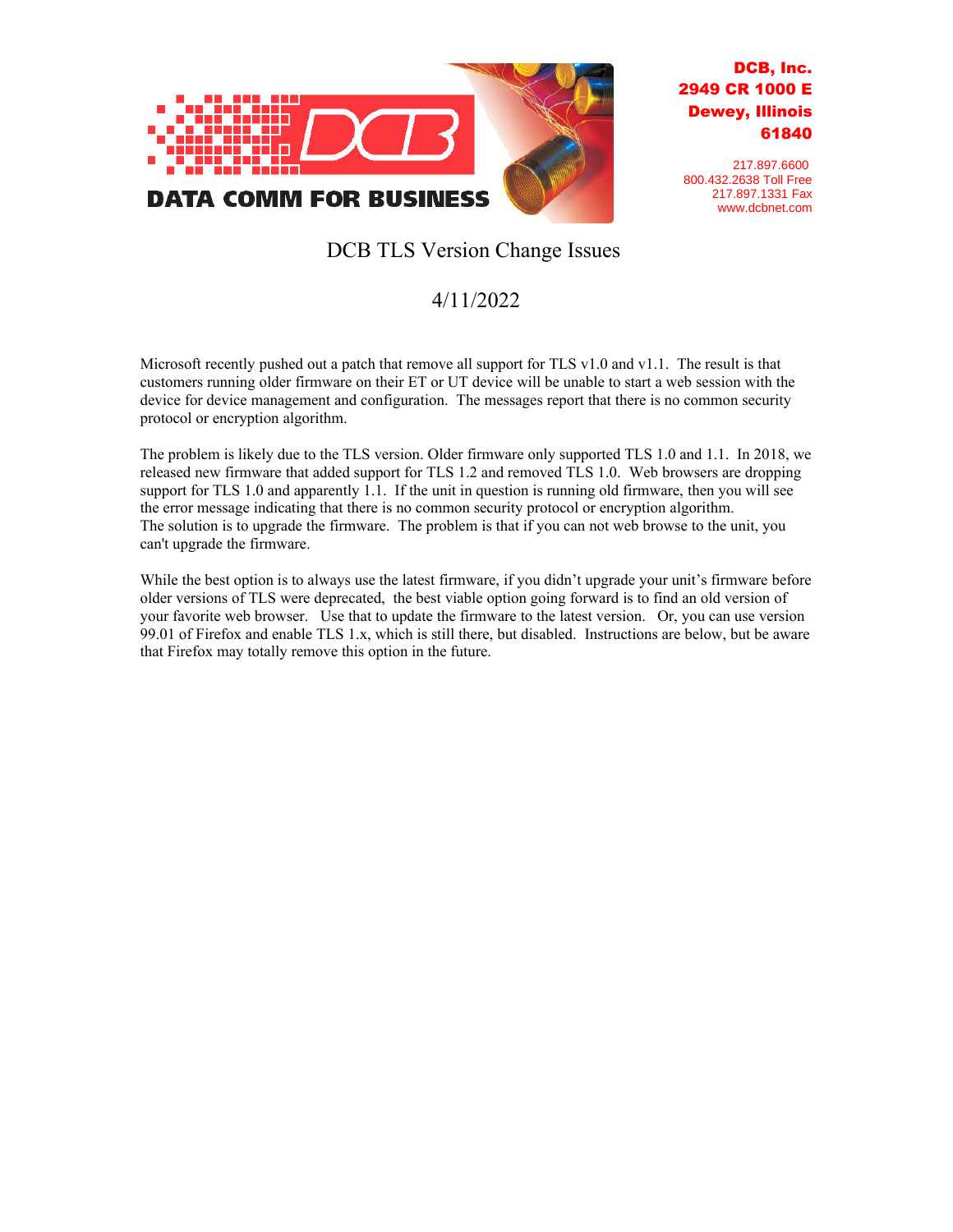**DATA COMM FOR BUSINESS**

**DCB, Inc.**
**2949 CR 1000 E**
**Dewey, Illinois**
**61840**

217.897.6600
800.432.2638 Toll Free
217.897.1331 Fax
www.dcbnet.com

# DCB TLS Version Change Issues

4/11/2022

Microsoft recently pushed out a patch that remove all support for TLS v1.0 and v1.1. The result is that customers running older firmware on their ET or UT device will be unable to start a web session with the device for device management and configuration. The messages report that there is no common security protocol or encryption algorithm.

The problem is likely due to the TLS version. Older firmware only supported TLS 1.0 and 1.1. In 2018, we released new firmware that added support for TLS 1.2 and removed TLS 1.0. Web browsers are dropping support for TLS 1.0 and apparently 1.1. If the unit in question is running old firmware, then you will see the error message indicating that there is no common security protocol or encryption algorithm.
The solution is to upgrade the firmware. The problem is that if you can not web browse to the unit, you can't upgrade the firmware.

While the best option is to always use the latest firmware, if you didn't upgrade your unit's firmware before older versions of TLS were deprecated, the best viable option going forward is to find an old version of your favorite web browser. Use that to update the firmware to the latest version. Or, you can use version 99.01 of Firefox and enable TLS 1.x, which is still there, but disabled. Instructions are below, but be aware that Firefox may totally remove this option in the future.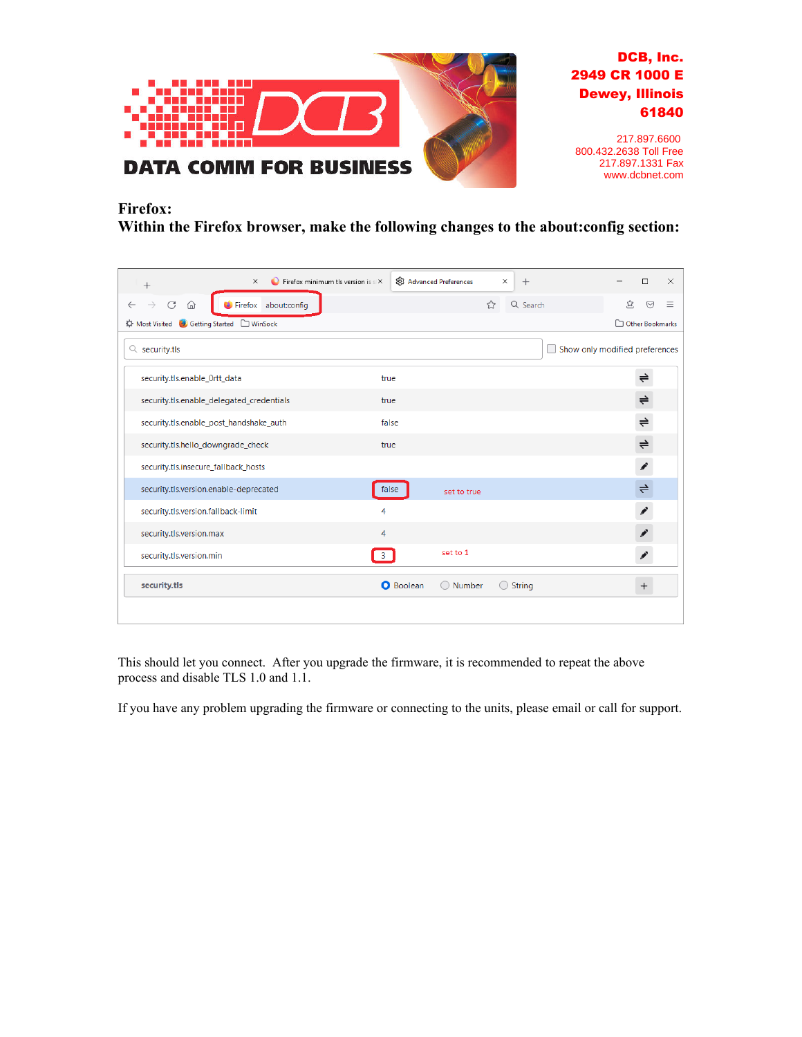**Firefox:**
**Within the Firefox browser, make the following changes to the about:config section:**

about:config

security.tls

| Preference | Value | Note |
| --- | --- | --- |
| security.tls.enable_0rtt_data | true | |
| security.tls.enable_delegated_credentials | true | |
| security.tls.enable_post_handshake_auth | false | |
| security.tls.hello_downgrade_check | true | |
| security.tls.insecure_fallback_hosts | | |
| security.tls.version.enable-deprecated | false | set to true |
| security.tls.version.fallback-limit | 4 | |
| security.tls.version.max | 4 | |
| security.tls.version.min | 3 | set to 1 |

This should let you connect. After you upgrade the firmware, it is recommended to repeat the above process and disable TLS 1.0 and 1.1.

If you have any problem upgrading the firmware or connecting to the units, please email or call for support.